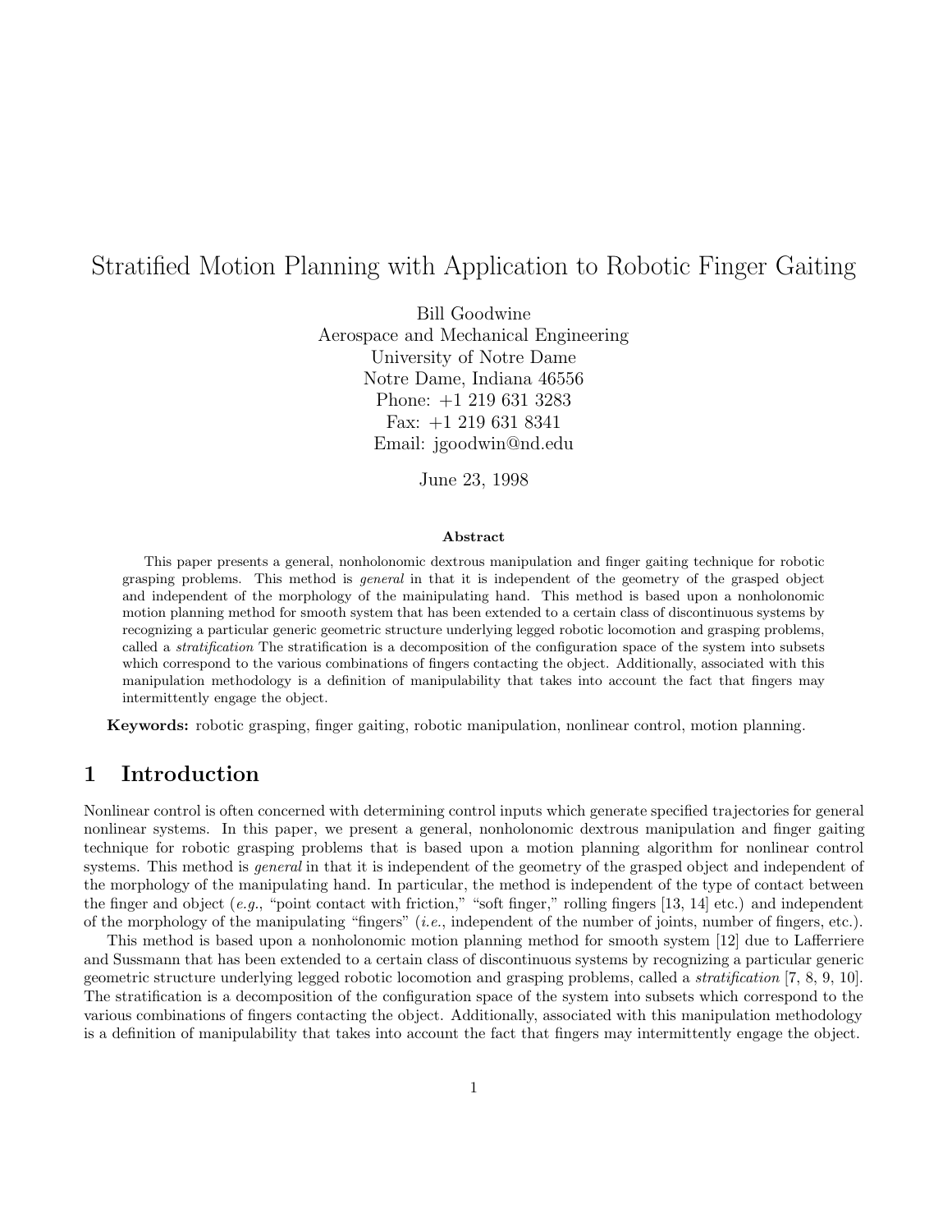# Stratified Motion Planning with Application to Robotic Finger Gaiting

Bill Goodwine
Aerospace and Mechanical Engineering
University of Notre Dame
Notre Dame, Indiana 46556
Phone: +1 219 631 3283
Fax: +1 219 631 8341
Email: jgoodwin@nd.edu

June 23, 1998

### Abstract

This paper presents a general, nonholonomic dextrous manipulation and finger gaiting technique for robotic grasping problems. This method is *general* in that it is independent of the geometry of the grasped object and independent of the morphology of the mainipulating hand. This method is based upon a nonholonomic motion planning method for smooth system that has been extended to a certain class of discontinuous systems by recognizing a particular generic geometric structure underlying legged robotic locomotion and grasping problems, called a *stratification* The stratification is a decomposition of the configuration space of the system into subsets which correspond to the various combinations of fingers contacting the object. Additionally, associated with this manipulation methodology is a definition of manipulability that takes into account the fact that fingers may intermittently engage the object.

**Keywords:** robotic grasping, finger gaiting, robotic manipulation, nonlinear control, motion planning.

## 1 Introduction

Nonlinear control is often concerned with determining control inputs which generate specified trajectories for general nonlinear systems. In this paper, we present a general, nonholonomic dextrous manipulation and finger gaiting technique for robotic grasping problems that is based upon a motion planning algorithm for nonlinear control systems. This method is *general* in that it is independent of the geometry of the grasped object and independent of the morphology of the manipulating hand. In particular, the method is independent of the type of contact between the finger and object (*e.g.*, "point contact with friction," "soft finger," rolling fingers [13, 14] etc.) and independent of the morphology of the manipulating "fingers" (*i.e.*, independent of the number of joints, number of fingers, etc.).

This method is based upon a nonholonomic motion planning method for smooth system [12] due to Lafferriere and Sussmann that has been extended to a certain class of discontinuous systems by recognizing a particular generic geometric structure underlying legged robotic locomotion and grasping problems, called a *stratification* [7, 8, 9, 10]. The stratification is a decomposition of the configuration space of the system into subsets which correspond to the various combinations of fingers contacting the object. Additionally, associated with this manipulation methodology is a definition of manipulability that takes into account the fact that fingers may intermittently engage the object.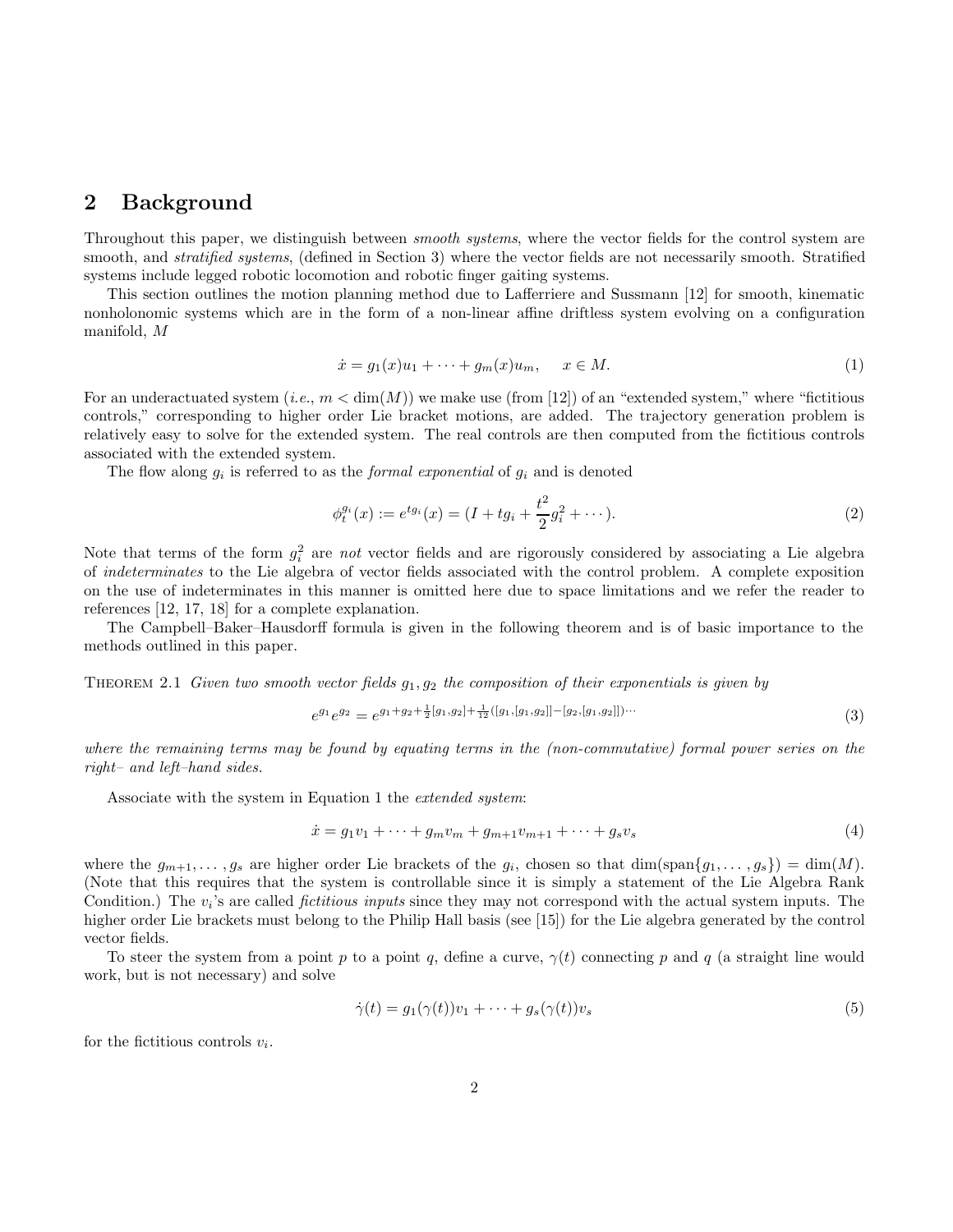## 2 Background

Throughout this paper, we distinguish between *smooth systems*, where the vector fields for the control system are smooth, and *stratified systems*, (defined in Section 3) where the vector fields are not necessarily smooth. Stratified systems include legged robotic locomotion and robotic finger gaiting systems.

This section outlines the motion planning method due to Lafferriere and Sussmann [12] for smooth, kinematic nonholonomic systems which are in the form of a non-linear affine driftless system evolving on a configuration manifold, $M$

$$\dot{x} = g_1(x)u_1 + \cdots + g_m(x)u_m, \qquad x \in M. \tag{1}$$

For an underactuated system (*i.e.*, $m < \dim(M)$) we make use (from [12]) of an "extended system," where "fictitious controls," corresponding to higher order Lie bracket motions, are added. The trajectory generation problem is relatively easy to solve for the extended system. The real controls are then computed from the fictitious controls associated with the extended system.

The flow along $g_i$ is referred to as the *formal exponential* of $g_i$ and is denoted

$$\phi_t^{g_i}(x) := e^{tg_i}(x) = (I + tg_i + \frac{t^2}{2}g_i^2 + \cdots). \tag{2}$$

Note that terms of the form $g_i^2$ are *not* vector fields and are rigorously considered by associating a Lie algebra of *indeterminates* to the Lie algebra of vector fields associated with the control problem. A complete exposition on the use of indeterminates in this manner is omitted here due to space limitations and we refer the reader to references [12, 17, 18] for a complete explanation.

The Campbell–Baker–Hausdorff formula is given in the following theorem and is of basic importance to the methods outlined in this paper.

THEOREM 2.1 *Given two smooth vector fields $g_1, g_2$ the composition of their exponentials is given by*

$$e^{g_1}e^{g_2} = e^{g_1+g_2+\frac{1}{2}[g_1,g_2]+\frac{1}{12}([g_1,[g_1,g_2]]-[g_2,[g_1,g_2]])\cdots} \tag{3}$$

*where the remaining terms may be found by equating terms in the (non-commutative) formal power series on the right– and left–hand sides.*

Associate with the system in Equation 1 the *extended system*:

$$\dot{x} = g_1v_1 + \cdots + g_mv_m + g_{m+1}v_{m+1} + \cdots + g_sv_s \tag{4}$$

where the $g_{m+1}, \ldots, g_s$ are higher order Lie brackets of the $g_i$, chosen so that $\dim(\text{span}\{g_1, \ldots, g_s\}) = \dim(M)$. (Note that this requires that the system is controllable since it is simply a statement of the Lie Algebra Rank Condition.) The $v_i$'s are called *fictitious inputs* since they may not correspond with the actual system inputs. The higher order Lie brackets must belong to the Philip Hall basis (see [15]) for the Lie algebra generated by the control vector fields.

To steer the system from a point $p$ to a point $q$, define a curve, $\gamma(t)$ connecting $p$ and $q$ (a straight line would work, but is not necessary) and solve

$$\dot{\gamma}(t) = g_1(\gamma(t))v_1 + \cdots + g_s(\gamma(t))v_s \tag{5}$$

for the fictitious controls $v_i$.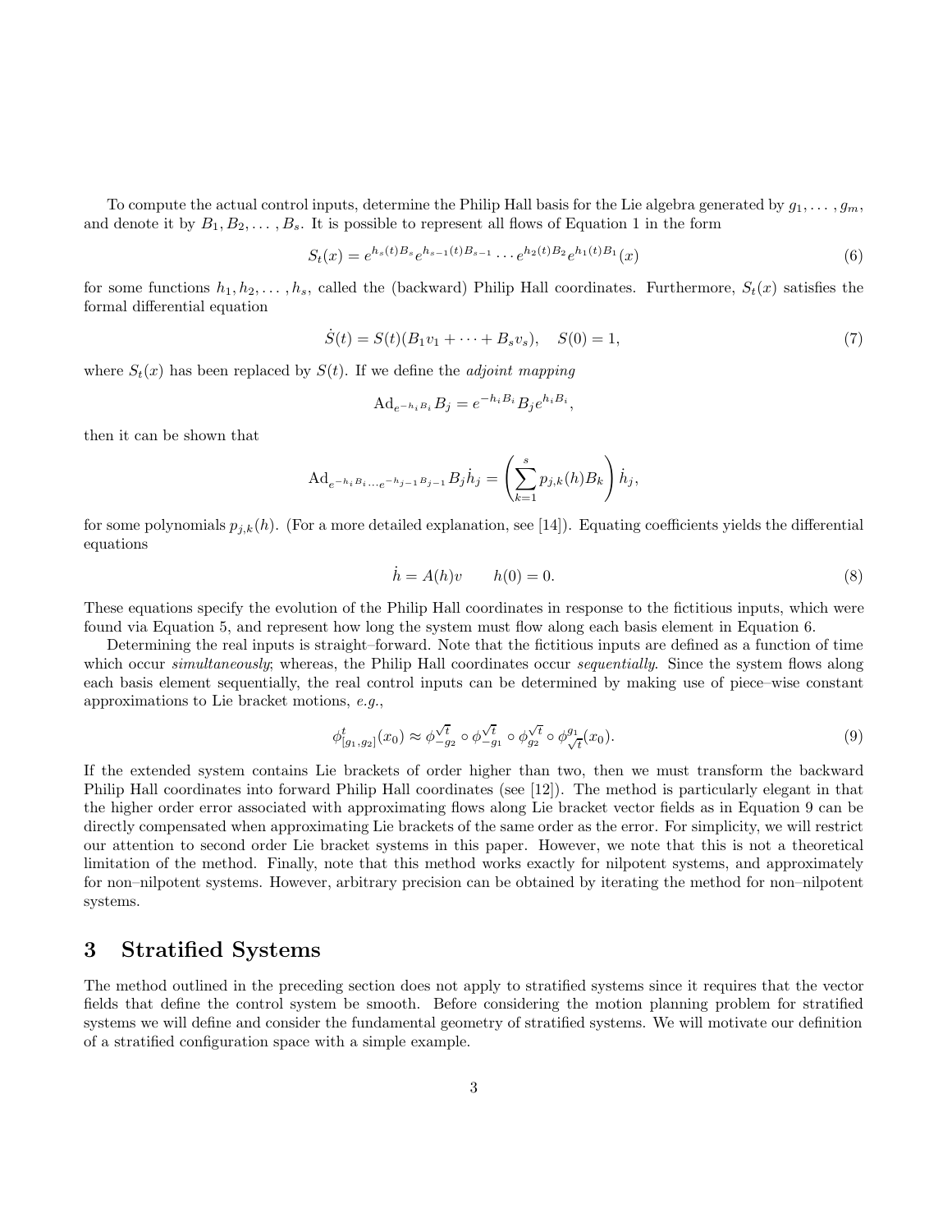To compute the actual control inputs, determine the Philip Hall basis for the Lie algebra generated by $g_1, \ldots, g_m$, and denote it by $B_1, B_2, \ldots, B_s$. It is possible to represent all flows of Equation 1 in the form

$$S_t(x) = e^{h_s(t)B_s} e^{h_{s-1}(t)B_{s-1}} \cdots e^{h_2(t)B_2} e^{h_1(t)B_1}(x) \tag{6}$$

for some functions $h_1, h_2, \ldots, h_s$, called the (backward) Philip Hall coordinates. Furthermore, $S_t(x)$ satisfies the formal differential equation

$$\dot{S}(t) = S(t)(B_1 v_1 + \cdots + B_s v_s), \quad S(0) = 1, \tag{7}$$

where $S_t(x)$ has been replaced by $S(t)$. If we define the *adjoint mapping*

$$\mathrm{Ad}_{e^{-h_i B_i}} B_j = e^{-h_i B_i} B_j e^{h_i B_i},$$

then it can be shown that

$$\mathrm{Ad}_{e^{-h_i B_i} \cdots e^{-h_{j-1} B_{j-1}}} B_j \dot{h}_j = \left( \sum_{k=1}^{s} p_{j,k}(h) B_k \right) \dot{h}_j,$$

for some polynomials $p_{j,k}(h)$. (For a more detailed explanation, see [14]). Equating coefficients yields the differential equations

$$\dot{h} = A(h)v \qquad h(0) = 0. \tag{8}$$

These equations specify the evolution of the Philip Hall coordinates in response to the fictitious inputs, which were found via Equation 5, and represent how long the system must flow along each basis element in Equation 6.

Determining the real inputs is straight–forward. Note that the fictitious inputs are defined as a function of time which occur *simultaneously*; whereas, the Philip Hall coordinates occur *sequentially*. Since the system flows along each basis element sequentially, the real control inputs can be determined by making use of piece–wise constant approximations to Lie bracket motions, *e.g.*,

$$\phi^t_{[g_1,g_2]}(x_0) \approx \phi^{\sqrt{t}}_{-g_2} \circ \phi^{\sqrt{t}}_{-g_1} \circ \phi^{\sqrt{t}}_{g_2} \circ \phi^{g_1}_{\sqrt{t}}(x_0). \tag{9}$$

If the extended system contains Lie brackets of order higher than two, then we must transform the backward Philip Hall coordinates into forward Philip Hall coordinates (see [12]). The method is particularly elegant in that the higher order error associated with approximating flows along Lie bracket vector fields as in Equation 9 can be directly compensated when approximating Lie brackets of the same order as the error. For simplicity, we will restrict our attention to second order Lie bracket systems in this paper. However, we note that this is not a theoretical limitation of the method. Finally, note that this method works exactly for nilpotent systems, and approximately for non–nilpotent systems. However, arbitrary precision can be obtained by iterating the method for non–nilpotent systems.

# 3 Stratified Systems

The method outlined in the preceding section does not apply to stratified systems since it requires that the vector fields that define the control system be smooth. Before considering the motion planning problem for stratified systems we will define and consider the fundamental geometry of stratified systems. We will motivate our definition of a stratified configuration space with a simple example.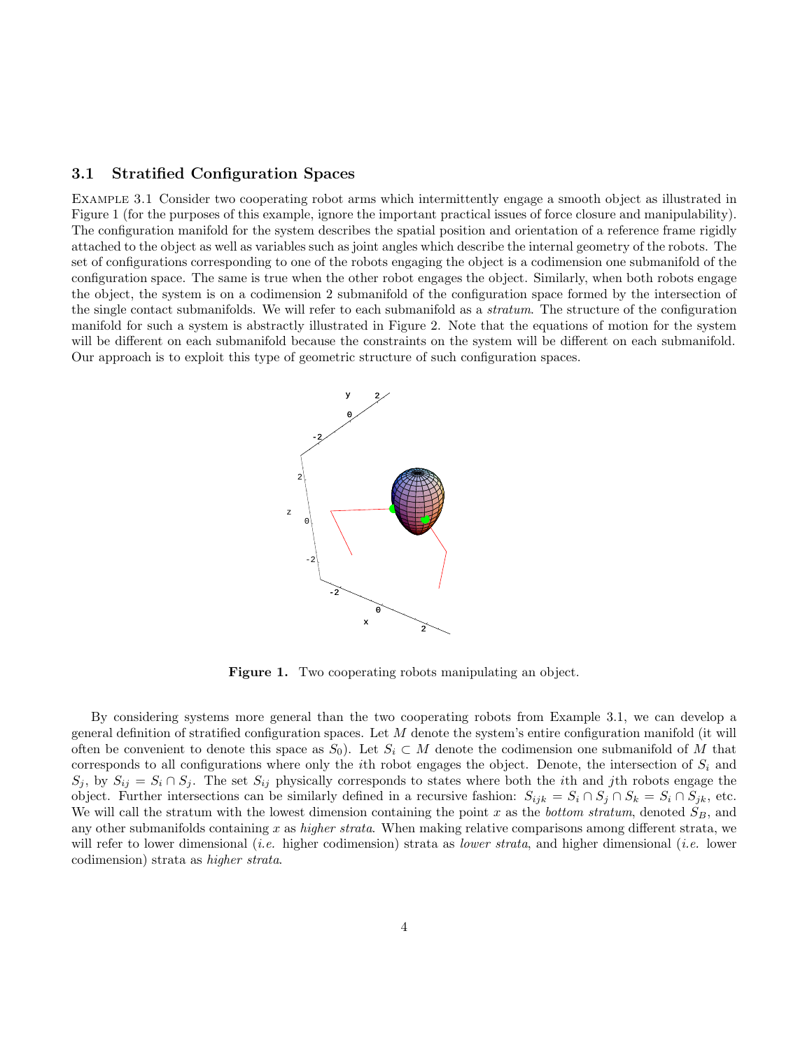### 3.1 Stratified Configuration Spaces

Example 3.1 Consider two cooperating robot arms which intermittently engage a smooth object as illustrated in Figure 1 (for the purposes of this example, ignore the important practical issues of force closure and manipulability). The configuration manifold for the system describes the spatial position and orientation of a reference frame rigidly attached to the object as well as variables such as joint angles which describe the internal geometry of the robots. The set of configurations corresponding to one of the robots engaging the object is a codimension one submanifold of the configuration space. The same is true when the other robot engages the object. Similarly, when both robots engage the object, the system is on a codimension 2 submanifold of the configuration space formed by the intersection of the single contact submanifolds. We will refer to each submanifold as a *stratum*. The structure of the configuration manifold for such a system is abstractly illustrated in Figure 2. Note that the equations of motion for the system will be different on each submanifold because the constraints on the system will be different on each submanifold. Our approach is to exploit this type of geometric structure of such configuration spaces.

**Figure 1.** Two cooperating robots manipulating an object.

By considering systems more general than the two cooperating robots from Example 3.1, we can develop a general definition of stratified configuration spaces. Let $M$ denote the system's entire configuration manifold (it will often be convenient to denote this space as $S_0$). Let $S_i \subset M$ denote the codimension one submanifold of $M$ that corresponds to all configurations where only the $i$th robot engages the object. Denote, the intersection of $S_i$ and $S_j$, by $S_{ij} = S_i \cap S_j$. The set $S_{ij}$ physically corresponds to states where both the $i$th and $j$th robots engage the object. Further intersections can be similarly defined in a recursive fashion: $S_{ijk} = S_i \cap S_j \cap S_k = S_i \cap S_{jk}$, etc. We will call the stratum with the lowest dimension containing the point $x$ as the *bottom stratum*, denoted $S_B$, and any other submanifolds containing $x$ as *higher strata*. When making relative comparisons among different strata, we will refer to lower dimensional (*i.e.* higher codimension) strata as *lower strata*, and higher dimensional (*i.e.* lower codimension) strata as *higher strata*.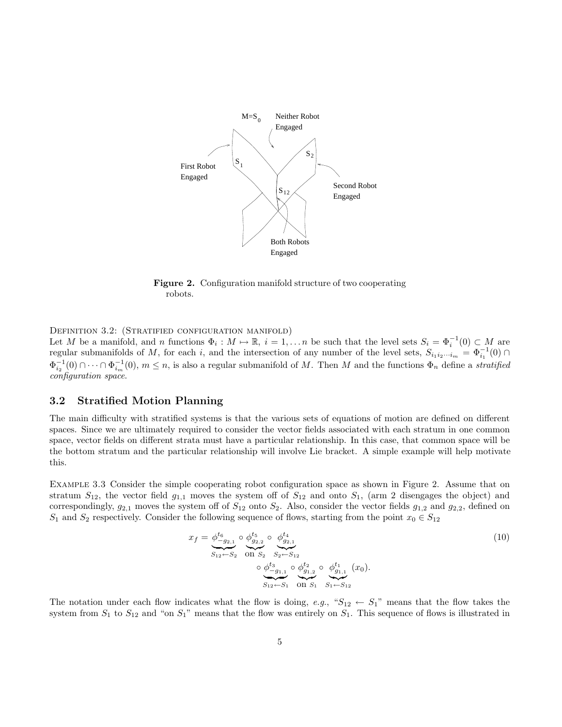**Figure 2.** Configuration manifold structure of two cooperating robots.

DEFINITION 3.2: (STRATIFIED CONFIGURATION MANIFOLD)
Let $M$ be a manifold, and $n$ functions $\Phi_i : M \mapsto \mathbb{R}$, $i = 1, \ldots n$ be such that the level sets $S_i = \Phi_i^{-1}(0) \subset M$ are regular submanifolds of $M$, for each $i$, and the intersection of any number of the level sets, $S_{i_1 i_2 \cdots i_m} = \Phi_{i_1}^{-1}(0) \cap \Phi_{i_2}^{-1}(0) \cap \cdots \cap \Phi_{i_m}^{-1}(0)$, $m \leq n$, is also a regular submanifold of $M$. Then $M$ and the functions $\Phi_n$ define a *stratified configuration space*.

## 3.2 Stratified Motion Planning

The main difficulty with stratified systems is that the various sets of equations of motion are defined on different spaces. Since we are ultimately required to consider the vector fields associated with each stratum in one common space, vector fields on different strata must have a particular relationship. In this case, that common space will be the bottom stratum and the particular relationship will involve Lie bracket. A simple example will help motivate this.

EXAMPLE 3.3 Consider the simple cooperating robot configuration space as shown in Figure 2. Assume that on stratum $S_{12}$, the vector field $g_{1,1}$ moves the system off of $S_{12}$ and onto $S_1$, (arm 2 disengages the object) and correspondingly, $g_{2,1}$ moves the system off of $S_{12}$ onto $S_2$. Also, consider the vector fields $g_{1,2}$ and $g_{2,2}$, defined on $S_1$ and $S_2$ respectively. Consider the following sequence of flows, starting from the point $x_0 \in S_{12}$

$$x_f = \underbrace{\phi^{t_6}_{-g_{2,1}}}_{S_{12} \leftarrow S_2} \circ \underbrace{\phi^{t_5}_{g_{2,2}}}_{\text{on } S_2} \circ \underbrace{\phi^{t_4}_{g_{2,1}}}_{S_2 \leftarrow S_{12}} \circ \underbrace{\phi^{t_3}_{-g_{1,1}}}_{S_{12} \leftarrow S_1} \circ \underbrace{\phi^{t_2}_{g_{1,2}}}_{\text{on } S_1} \circ \underbrace{\phi^{t_1}_{g_{1,1}}}_{S_1 \leftarrow S_{12}} (x_0). \tag{10}$$

The notation under each flow indicates what the flow is doing, *e.g.*, "$S_{12} \leftarrow S_1$" means that the flow takes the system from $S_1$ to $S_{12}$ and "on $S_1$" means that the flow was entirely on $S_1$. This sequence of flows is illustrated in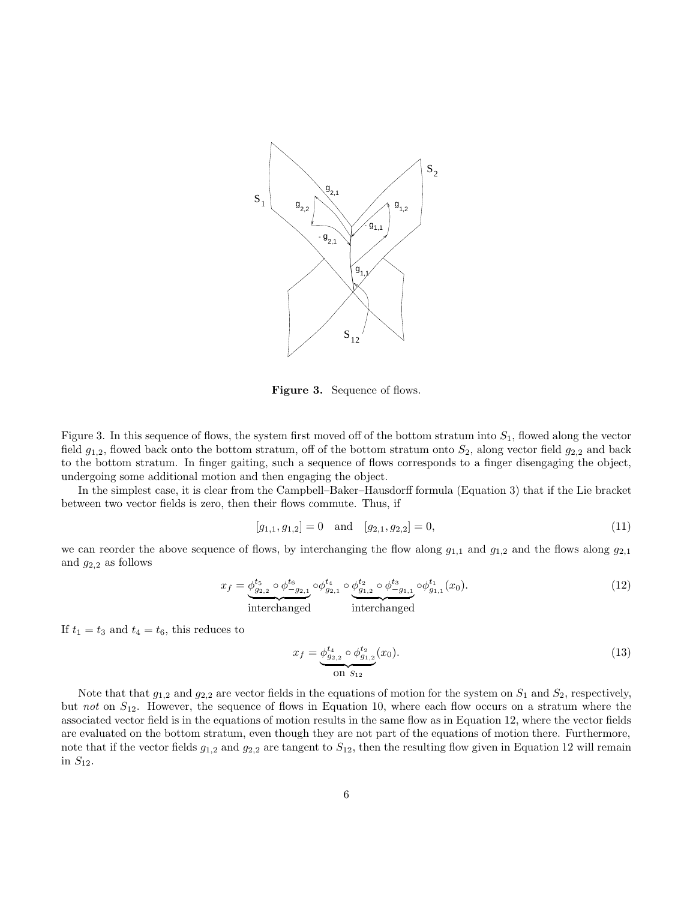**Figure 3.** Sequence of flows.

Figure 3. In this sequence of flows, the system first moved off of the bottom stratum into $S_1$, flowed along the vector field $g_{1,2}$, flowed back onto the bottom stratum, off of the bottom stratum onto $S_2$, along vector field $g_{2,2}$ and back to the bottom stratum. In finger gaiting, such a sequence of flows corresponds to a finger disengaging the object, undergoing some additional motion and then engaging the object.

In the simplest case, it is clear from the Campbell–Baker–Hausdorff formula (Equation 3) that if the Lie bracket between two vector fields is zero, then their flows commute. Thus, if

$$[g_{1,1}, g_{1,2}] = 0 \quad \text{and} \quad [g_{2,1}, g_{2,2}] = 0, \tag{11}$$

we can reorder the above sequence of flows, by interchanging the flow along $g_{1,1}$ and $g_{1,2}$ and the flows along $g_{2,1}$ and $g_{2,2}$ as follows

$$x_f = \underbrace{\phi^{t_5}_{g_{2,2}} \circ \phi^{t_6}_{-g_{2,1}}}_{\text{interchanged}} \circ \phi^{t_4}_{g_{2,1}} \circ \underbrace{\phi^{t_2}_{g_{1,2}} \circ \phi^{t_3}_{-g_{1,1}}}_{\text{interchanged}} \circ \phi^{t_1}_{g_{1,1}}(x_0). \tag{12}$$

If $t_1 = t_3$ and $t_4 = t_6$, this reduces to

$$x_f = \underbrace{\phi^{t_4}_{g_{2,2}} \circ \phi^{t_2}_{g_{1,2}}}_{\text{on } S_{12}}(x_0). \tag{13}$$

Note that that $g_{1,2}$ and $g_{2,2}$ are vector fields in the equations of motion for the system on $S_1$ and $S_2$, respectively, but *not* on $S_{12}$. However, the sequence of flows in Equation 10, where each flow occurs on a stratum where the associated vector field is in the equations of motion results in the same flow as in Equation 12, where the vector fields are evaluated on the bottom stratum, even though they are not part of the equations of motion there. Furthermore, note that if the vector fields $g_{1,2}$ and $g_{2,2}$ are tangent to $S_{12}$, then the resulting flow given in Equation 12 will remain in $S_{12}$.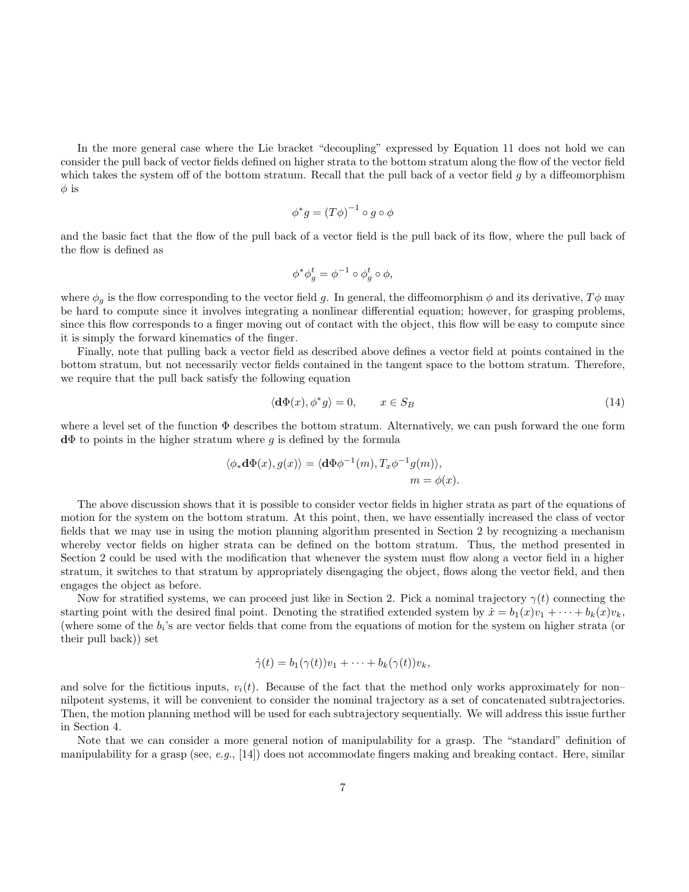In the more general case where the Lie bracket "decoupling" expressed by Equation 11 does not hold we can consider the pull back of vector fields defined on higher strata to the bottom stratum along the flow of the vector field which takes the system off of the bottom stratum. Recall that the pull back of a vector field $g$ by a diffeomorphism $\phi$ is

$$\phi^* g = (T\phi)^{-1} \circ g \circ \phi$$

and the basic fact that the flow of the pull back of a vector field is the pull back of its flow, where the pull back of the flow is defined as

$$\phi^* \phi_g^t = \phi^{-1} \circ \phi_g^t \circ \phi,$$

where $\phi_g$ is the flow corresponding to the vector field $g$. In general, the diffeomorphism $\phi$ and its derivative, $T\phi$ may be hard to compute since it involves integrating a nonlinear differential equation; however, for grasping problems, since this flow corresponds to a finger moving out of contact with the object, this flow will be easy to compute since it is simply the forward kinematics of the finger.

Finally, note that pulling back a vector field as described above defines a vector field at points contained in the bottom stratum, but not necessarily vector fields contained in the tangent space to the bottom stratum. Therefore, we require that the pull back satisfy the following equation

$$\langle \mathbf{d}\Phi(x), \phi^* g \rangle = 0, \qquad x \in S_B \tag{14}$$

where a level set of the function $\Phi$ describes the bottom stratum. Alternatively, we can push forward the one form $\mathbf{d}\Phi$ to points in the higher stratum where $g$ is defined by the formula

$$\langle \phi_* \mathbf{d}\Phi(x), g(x) \rangle = \langle \mathbf{d}\Phi \phi^{-1}(m), T_x \phi^{-1} g(m) \rangle, \qquad m = \phi(x).$$

The above discussion shows that it is possible to consider vector fields in higher strata as part of the equations of motion for the system on the bottom stratum. At this point, then, we have essentially increased the class of vector fields that we may use in using the motion planning algorithm presented in Section 2 by recognizing a mechanism whereby vector fields on higher strata can be defined on the bottom stratum. Thus, the method presented in Section 2 could be used with the modification that whenever the system must flow along a vector field in a higher stratum, it switches to that stratum by appropriately disengaging the object, flows along the vector field, and then engages the object as before.

Now for stratified systems, we can proceed just like in Section 2. Pick a nominal trajectory $\gamma(t)$ connecting the starting point with the desired final point. Denoting the stratified extended system by $\dot{x} = b_1(x)v_1 + \cdots + b_k(x)v_k$, (where some of the $b_i$'s are vector fields that come from the equations of motion for the system on higher strata (or their pull back)) set

$$\dot{\gamma}(t) = b_1(\gamma(t))v_1 + \cdots + b_k(\gamma(t))v_k,$$

and solve for the fictitious inputs, $v_i(t)$. Because of the fact that the method only works approximately for non–nilpotent systems, it will be convenient to consider the nominal trajectory as a set of concatenated subtrajectories. Then, the motion planning method will be used for each subtrajectory sequentially. We will address this issue further in Section 4.

Note that we can consider a more general notion of manipulability for a grasp. The "standard" definition of manipulability for a grasp (see, *e.g.*, [14]) does not accommodate fingers making and breaking contact. Here, similar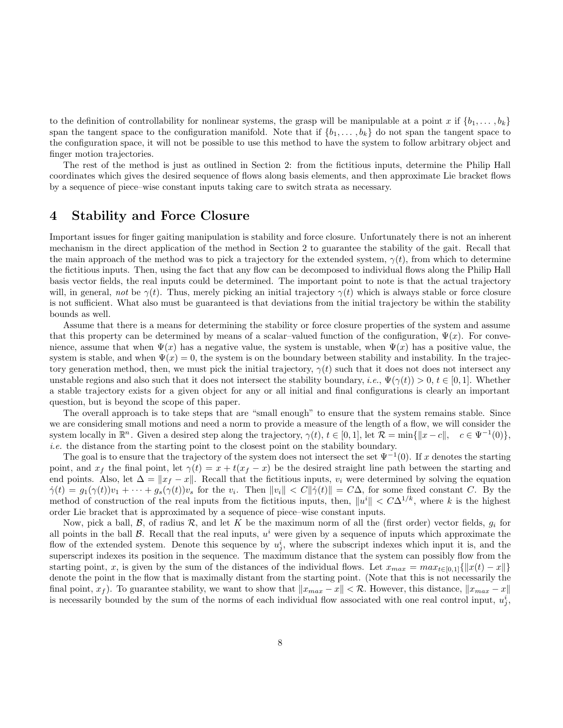to the definition of controllability for nonlinear systems, the grasp will be manipulable at a point $x$ if $\{b_1, \ldots, b_k\}$ span the tangent space to the configuration manifold. Note that if $\{b_1, \ldots, b_k\}$ do not span the tangent space to the configuration space, it will not be possible to use this method to have the system to follow arbitrary object and finger motion trajectories.

The rest of the method is just as outlined in Section 2: from the fictitious inputs, determine the Philip Hall coordinates which gives the desired sequence of flows along basis elements, and then approximate Lie bracket flows by a sequence of piece–wise constant inputs taking care to switch strata as necessary.

# 4 Stability and Force Closure

Important issues for finger gaiting manipulation is stability and force closure. Unfortunately there is not an inherent mechanism in the direct application of the method in Section 2 to guarantee the stability of the gait. Recall that the main approach of the method was to pick a trajectory for the extended system, $\gamma(t)$, from which to determine the fictitious inputs. Then, using the fact that any flow can be decomposed to individual flows along the Philip Hall basis vector fields, the real inputs could be determined. The important point to note is that the actual trajectory will, in general, *not* be $\gamma(t)$. Thus, merely picking an initial trajectory $\gamma(t)$ which is always stable or force closure is not sufficient. What also must be guaranteed is that deviations from the initial trajectory be within the stability bounds as well.

Assume that there is a means for determining the stability or force closure properties of the system and assume that this property can be determined by means of a scalar–valued function of the configuration, $\Psi(x)$. For convenience, assume that when $\Psi(x)$ has a negative value, the system is unstable, when $\Psi(x)$ has a positive value, the system is stable, and when $\Psi(x) = 0$, the system is on the boundary between stability and instability. In the trajectory generation method, then, we must pick the initial trajectory, $\gamma(t)$ such that it does not does not intersect any unstable regions and also such that it does not intersect the stability boundary, *i.e.*, $\Psi(\gamma(t)) > 0$, $t \in [0, 1]$. Whether a stable trajectory exists for a given object for any or all initial and final configurations is clearly an important question, but is beyond the scope of this paper.

The overall approach is to take steps that are "small enough" to ensure that the system remains stable. Since we are considering small motions and need a norm to provide a measure of the length of a flow, we will consider the system locally in $\mathbb{R}^n$. Given a desired step along the trajectory, $\gamma(t)$, $t \in [0, 1]$, let $\mathcal{R} = \min\{\|x - c\|, \quad c \in \Psi^{-1}(0)\}$, *i.e.* the distance from the starting point to the closest point on the stability boundary.

The goal is to ensure that the trajectory of the system does not intersect the set $\Psi^{-1}(0)$. If $x$ denotes the starting point, and $x_f$ the final point, let $\gamma(t) = x + t(x_f - x)$ be the desired straight line path between the starting and end points. Also, let $\Delta = \|x_f - x\|$. Recall that the fictitious inputs, $v_i$ were determined by solving the equation $\dot{\gamma}(t) = g_1(\gamma(t))v_1 + \cdots + g_s(\gamma(t))v_s$ for the $v_i$. Then $\|v_i\| < C\|\dot{\gamma}(t)\| = C\Delta$, for some fixed constant $C$. By the method of construction of the real inputs from the fictitious inputs, then, $\|u^i\| < C\Delta^{1/k}$, where $k$ is the highest order Lie bracket that is approximated by a sequence of piece–wise constant inputs.

Now, pick a ball, $\mathcal{B}$, of radius $\mathcal{R}$, and let $K$ be the maximum norm of all the (first order) vector fields, $g_i$ for all points in the ball $\mathcal{B}$. Recall that the real inputs, $u^i$ were given by a sequence of inputs which approximate the flow of the extended system. Denote this sequence by $u^i_j$, where the subscript indexes which input it is, and the superscript indexes its position in the sequence. The maximum distance that the system can possibly flow from the starting point, $x$, is given by the sum of the distances of the individual flows. Let $x_{max} = max_{t\in[0,1]}\{\|x(t) - x\|\}$ denote the point in the flow that is maximally distant from the starting point. (Note that this is not necessarily the final point, $x_f$). To guarantee stability, we want to show that $\|x_{max} - x\| < \mathcal{R}$. However, this distance, $\|x_{max} - x\|$ is necessarily bounded by the sum of the norms of each individual flow associated with one real control input, $u^i_j$,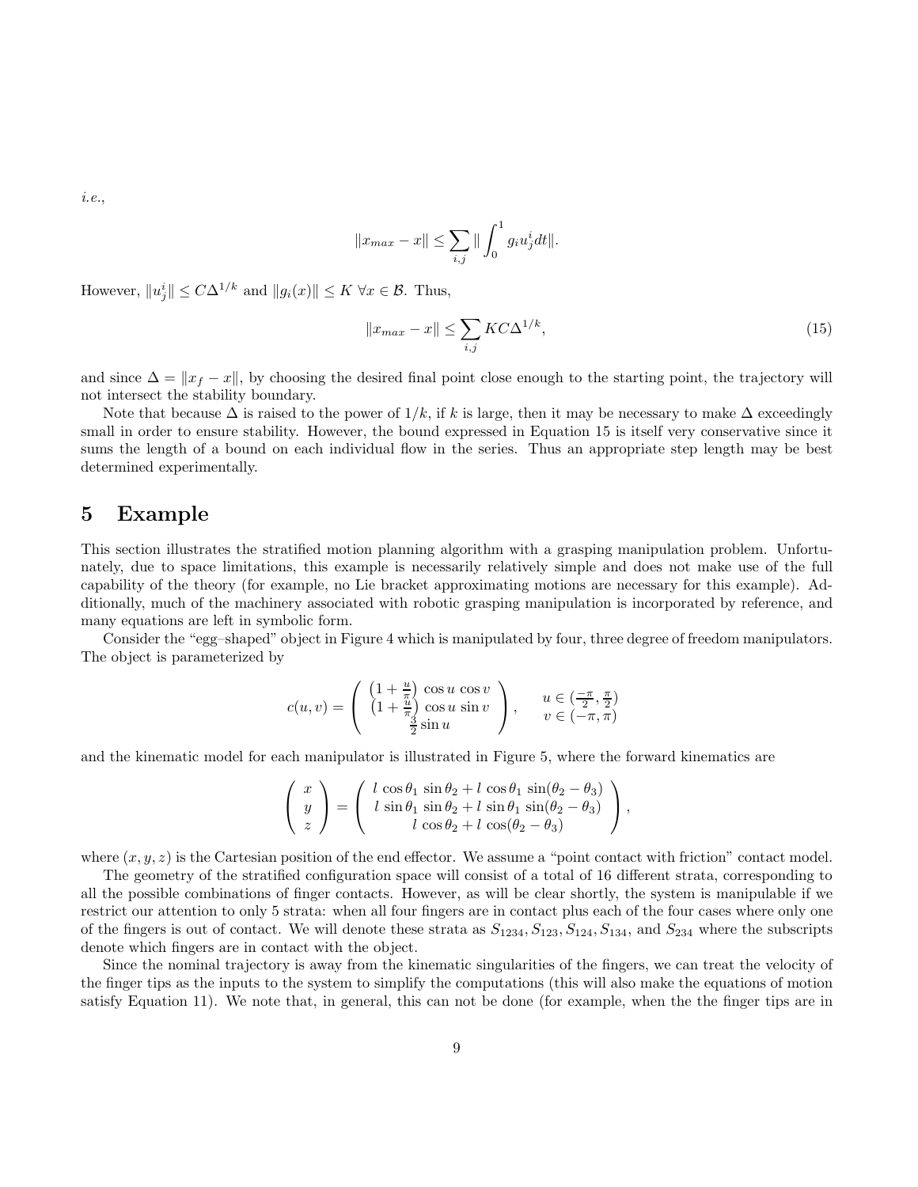*i.e.*,

$$\|x_{max} - x\| \leq \sum_{i,j} \| \int_0^1 g_i u_j^i dt \|.$$

However, $\|u_j^i\| \leq C\Delta^{1/k}$ and $\|g_i(x)\| \leq K \ \forall x \in \mathcal{B}$. Thus,

$$\|x_{max} - x\| \leq \sum_{i,j} KC\Delta^{1/k}, \tag{15}$$

and since $\Delta = \|x_f - x\|$, by choosing the desired final point close enough to the starting point, the trajectory will not intersect the stability boundary.

Note that because $\Delta$ is raised to the power of $1/k$, if $k$ is large, then it may be necessary to make $\Delta$ exceedingly small in order to ensure stability. However, the bound expressed in Equation 15 is itself very conservative since it sums the length of a bound on each individual flow in the series. Thus an appropriate step length may be best determined experimentally.

# 5 Example

This section illustrates the stratified motion planning algorithm with a grasping manipulation problem. Unfortunately, due to space limitations, this example is necessarily relatively simple and does not make use of the full capability of the theory (for example, no Lie bracket approximating motions are necessary for this example). Additionally, much of the machinery associated with robotic grasping manipulation is incorporated by reference, and many equations are left in symbolic form.

Consider the "egg–shaped" object in Figure 4 which is manipulated by four, three degree of freedom manipulators. The object is parameterized by

$$c(u,v) = \begin{pmatrix} \left(1 + \frac{u}{\pi}\right) \cos u \, \cos v \\ \left(1 + \frac{u}{\pi}\right) \cos u \, \sin v \\ \frac{3}{2} \sin u \end{pmatrix}, \qquad \begin{matrix} u \in (\frac{-\pi}{2}, \frac{\pi}{2}) \\ v \in (-\pi, \pi) \end{matrix}$$

and the kinematic model for each manipulator is illustrated in Figure 5, where the forward kinematics are

$$\begin{pmatrix} x \\ y \\ z \end{pmatrix} = \begin{pmatrix} l \, \cos\theta_1 \, \sin\theta_2 + l \, \cos\theta_1 \, \sin(\theta_2 - \theta_3) \\ l \, \sin\theta_1 \, \sin\theta_2 + l \, \sin\theta_1 \, \sin(\theta_2 - \theta_3) \\ l \, \cos\theta_2 + l \, \cos(\theta_2 - \theta_3) \end{pmatrix},$$

where $(x, y, z)$ is the Cartesian position of the end effector. We assume a "point contact with friction" contact model.

The geometry of the stratified configuration space will consist of a total of 16 different strata, corresponding to all the possible combinations of finger contacts. However, as will be clear shortly, the system is manipulable if we restrict our attention to only 5 strata: when all four fingers are in contact plus each of the four cases where only one of the fingers is out of contact. We will denote these strata as $S_{1234}, S_{123}, S_{124}, S_{134}$, and $S_{234}$ where the subscripts denote which fingers are in contact with the object.

Since the nominal trajectory is away from the kinematic singularities of the fingers, we can treat the velocity of the finger tips as the inputs to the system to simplify the computations (this will also make the equations of motion satisfy Equation 11). We note that, in general, this can not be done (for example, when the the finger tips are in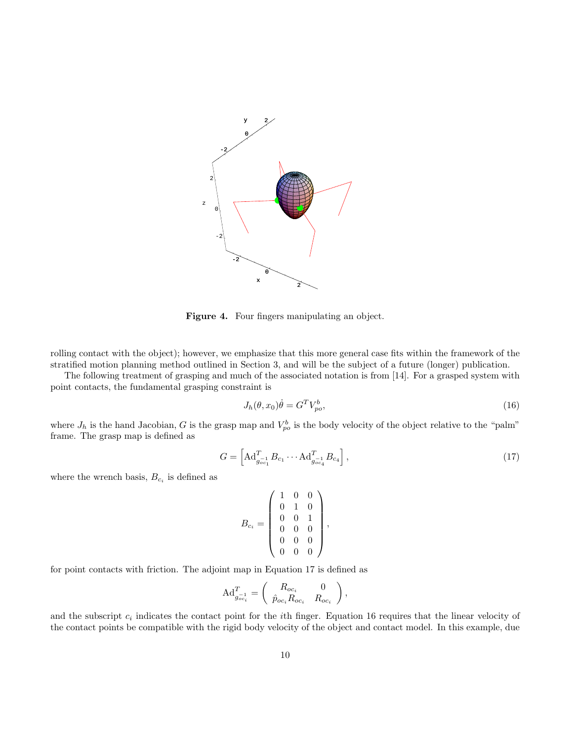Figure 4. Four fingers manipulating an object.

rolling contact with the object); however, we emphasize that this more general case fits within the framework of the stratified motion planning method outlined in Section 3, and will be the subject of a future (longer) publication.

The following treatment of grasping and much of the associated notation is from [14]. For a grasped system with point contacts, the fundamental grasping constraint is

$$J_h(\theta, x_0)\dot{\theta} = G^T V_{po}^b, \tag{16}$$

where $J_h$ is the hand Jacobian, $G$ is the grasp map and $V_{po}^b$ is the body velocity of the object relative to the "palm" frame. The grasp map is defined as

$$G = \left[ \mathrm{Ad}^T_{g^{-1}_{oc_1}} B_{c_1} \cdots \mathrm{Ad}^T_{g^{-1}_{oc_4}} B_{c_4} \right], \tag{17}$$

where the wrench basis, $B_{c_i}$ is defined as

$$B_{c_i} = \begin{pmatrix} 1 & 0 & 0 \\ 0 & 1 & 0 \\ 0 & 0 & 1 \\ 0 & 0 & 0 \\ 0 & 0 & 0 \\ 0 & 0 & 0 \end{pmatrix},$$

for point contacts with friction. The adjoint map in Equation 17 is defined as

$$\mathrm{Ad}^T_{g^{-1}_{oc_i}} = \begin{pmatrix} R_{oc_i} & 0 \\ \hat{p}_{oc_i} R_{oc_i} & R_{oc_i} \end{pmatrix},$$

and the subscript $c_i$ indicates the contact point for the $i$th finger. Equation 16 requires that the linear velocity of the contact points be compatible with the rigid body velocity of the object and contact model. In this example, due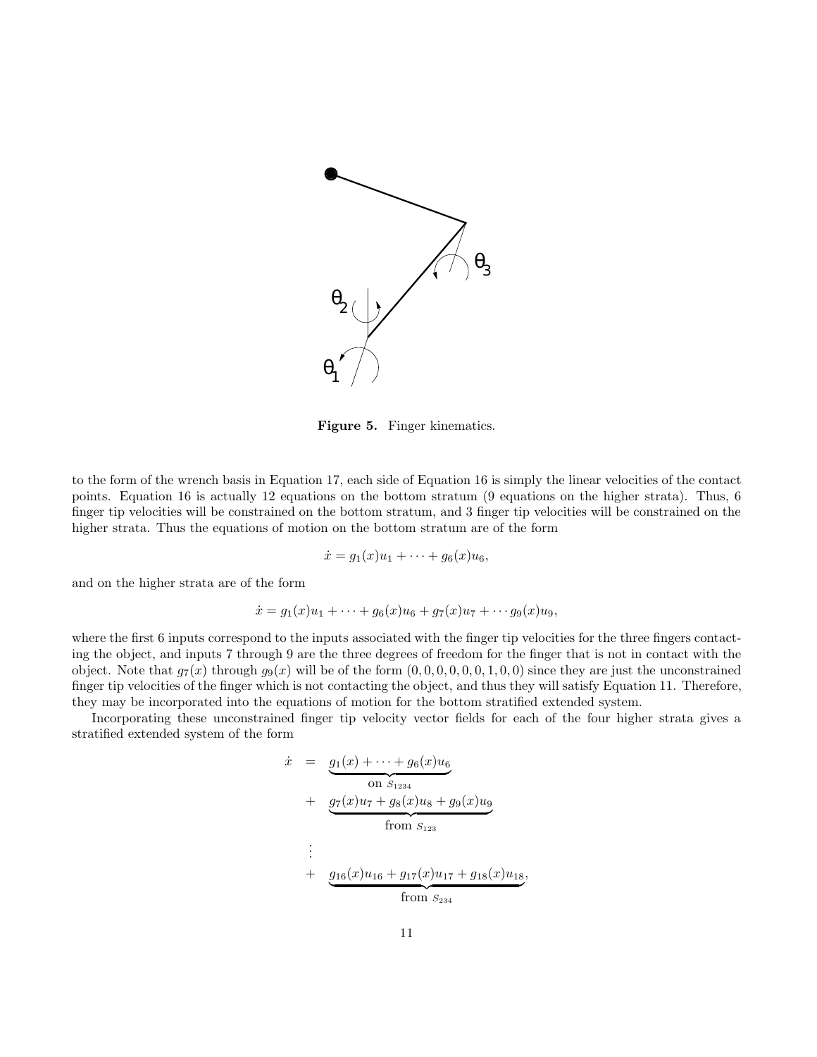Figure 5. Finger kinematics.

to the form of the wrench basis in Equation 17, each side of Equation 16 is simply the linear velocities of the contact points. Equation 16 is actually 12 equations on the bottom stratum (9 equations on the higher strata). Thus, 6 finger tip velocities will be constrained on the bottom stratum, and 3 finger tip velocities will be constrained on the higher strata. Thus the equations of motion on the bottom stratum are of the form

$$\dot{x} = g_1(x)u_1 + \cdots + g_6(x)u_6,$$

and on the higher strata are of the form

$$\dot{x} = g_1(x)u_1 + \cdots + g_6(x)u_6 + g_7(x)u_7 + \cdots g_9(x)u_9,$$

where the first 6 inputs correspond to the inputs associated with the finger tip velocities for the three fingers contacting the object, and inputs 7 through 9 are the three degrees of freedom for the finger that is not in contact with the object. Note that $g_7(x)$ through $g_9(x)$ will be of the form $(0, 0, 0, 0, 0, 0, 1, 0, 0)$ since they are just the unconstrained finger tip velocities of the finger which is not contacting the object, and thus they will satisfy Equation 11. Therefore, they may be incorporated into the equations of motion for the bottom stratified extended system.

Incorporating these unconstrained finger tip velocity vector fields for each of the four higher strata gives a stratified extended system of the form

$$\begin{aligned}
\dot{x} &= \underbrace{g_1(x) + \cdots + g_6(x)u_6}_{\text{on } S_{1234}} \\
&+ \underbrace{g_7(x)u_7 + g_8(x)u_8 + g_9(x)u_9}_{\text{from } S_{123}} \\
&\vdots \\
&+ \underbrace{g_{16}(x)u_{16} + g_{17}(x)u_{17} + g_{18}(x)u_{18}}_{\text{from } S_{234}},
\end{aligned}$$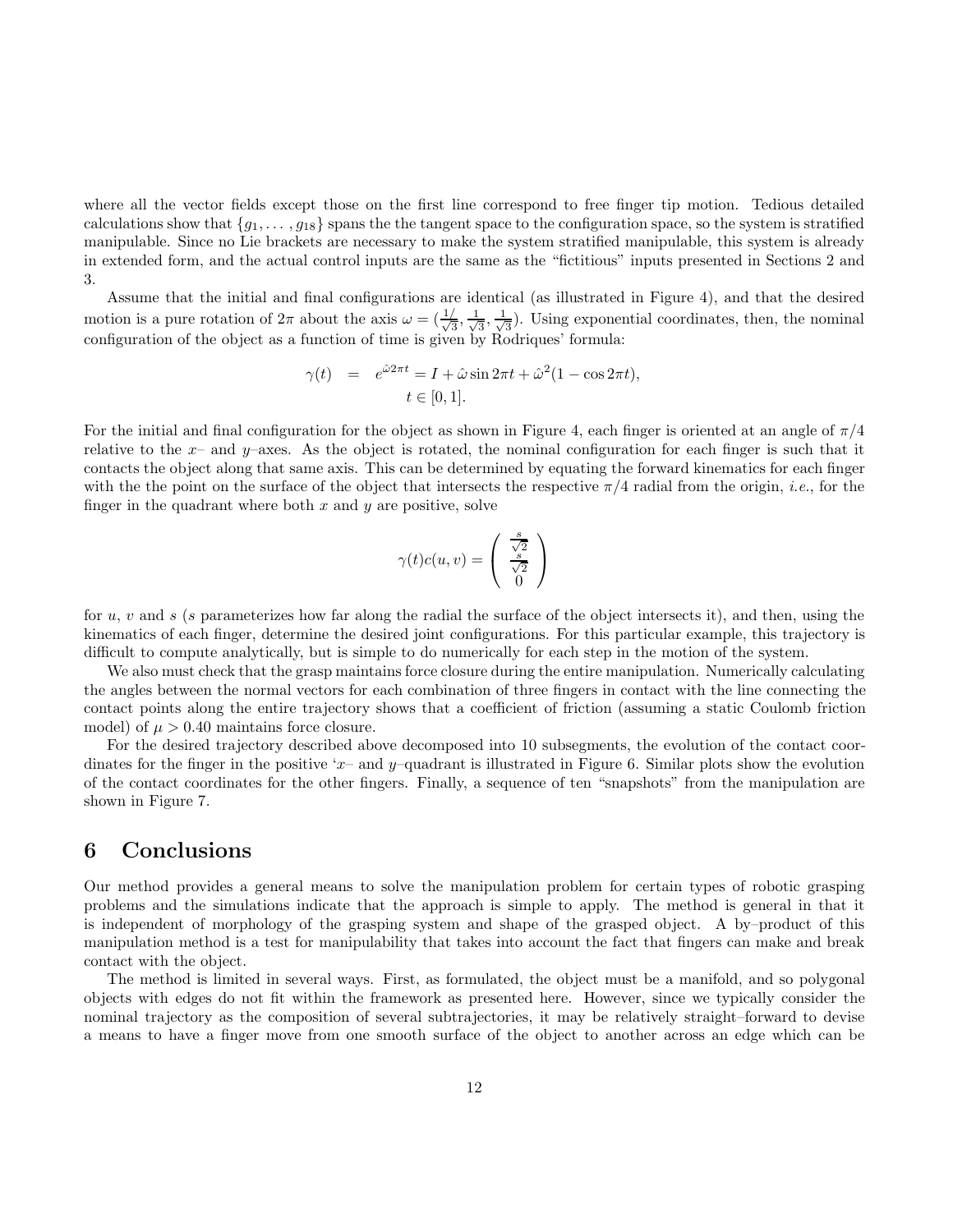where all the vector fields except those on the first line correspond to free finger tip motion. Tedious detailed calculations show that $\{g_1, \ldots, g_{18}\}$ spans the the tangent space to the configuration space, so the system is stratified manipulable. Since no Lie brackets are necessary to make the system stratified manipulable, this system is already in extended form, and the actual control inputs are the same as the "fictitious" inputs presented in Sections 2 and 3.

Assume that the initial and final configurations are identical (as illustrated in Figure 4), and that the desired motion is a pure rotation of $2\pi$ about the axis $\omega = (\frac{1}{\sqrt{3}}, \frac{1}{\sqrt{3}}, \frac{1}{\sqrt{3}})$. Using exponential coordinates, then, the nominal configuration of the object as a function of time is given by Rodriques' formula:

$$
\begin{aligned}
\gamma(t) \quad &= \quad e^{\hat{\omega}2\pi t} = I + \hat{\omega}\sin 2\pi t + \hat{\omega}^2(1 - \cos 2\pi t), \\
& \qquad t \in [0, 1].
\end{aligned}
$$

For the initial and final configuration for the object as shown in Figure 4, each finger is oriented at an angle of $\pi/4$ relative to the $x$– and $y$–axes. As the object is rotated, the nominal configuration for each finger is such that it contacts the object along that same axis. This can be determined by equating the forward kinematics for each finger with the the point on the surface of the object that intersects the respective $\pi/4$ radial from the origin, *i.e.*, for the finger in the quadrant where both $x$ and $y$ are positive, solve

$$
\gamma(t)c(u, v) = \begin{pmatrix} \frac{s}{\sqrt{2}} \\ \frac{s}{\sqrt{2}} \\ 0 \end{pmatrix}
$$

for $u$, $v$ and $s$ ($s$ parameterizes how far along the radial the surface of the object intersects it), and then, using the kinematics of each finger, determine the desired joint configurations. For this particular example, this trajectory is difficult to compute analytically, but is simple to do numerically for each step in the motion of the system.

We also must check that the grasp maintains force closure during the entire manipulation. Numerically calculating the angles between the normal vectors for each combination of three fingers in contact with the line connecting the contact points along the entire trajectory shows that a coefficient of friction (assuming a static Coulomb friction model) of $\mu > 0.40$ maintains force closure.

For the desired trajectory described above decomposed into 10 subsegments, the evolution of the contact coordinates for the finger in the positive '$x$– and $y$–quadrant is illustrated in Figure 6. Similar plots show the evolution of the contact coordinates for the other fingers. Finally, a sequence of ten "snapshots" from the manipulation are shown in Figure 7.

## 6 Conclusions

Our method provides a general means to solve the manipulation problem for certain types of robotic grasping problems and the simulations indicate that the approach is simple to apply. The method is general in that it is independent of morphology of the grasping system and shape of the grasped object. A by–product of this manipulation method is a test for manipulability that takes into account the fact that fingers can make and break contact with the object.

The method is limited in several ways. First, as formulated, the object must be a manifold, and so polygonal objects with edges do not fit within the framework as presented here. However, since we typically consider the nominal trajectory as the composition of several subtrajectories, it may be relatively straight–forward to devise a means to have a finger move from one smooth surface of the object to another across an edge which can be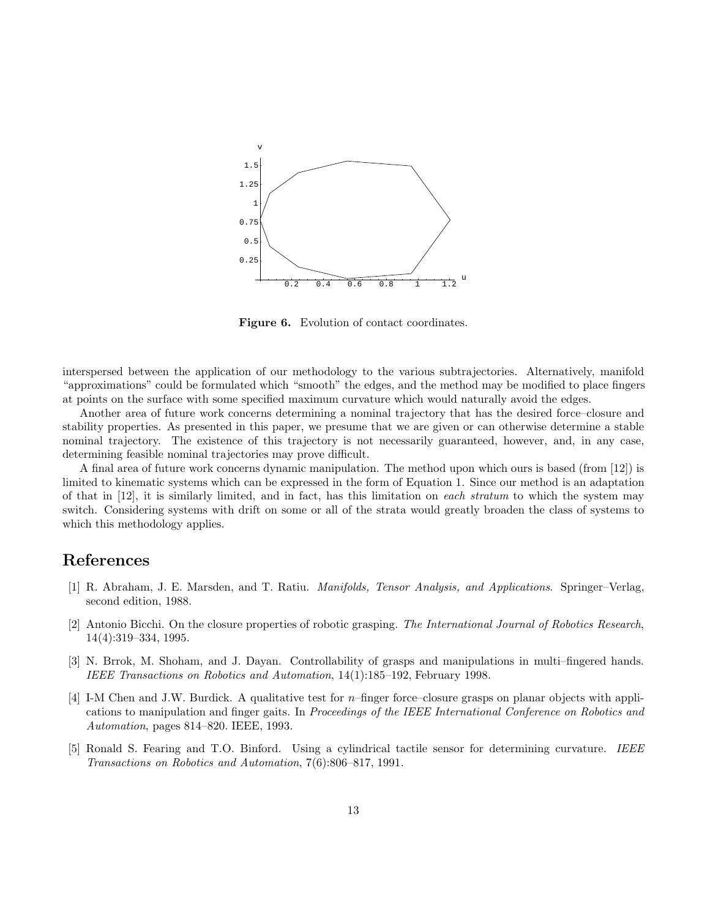Figure 6. Evolution of contact coordinates.

interspersed between the application of our methodology to the various subtrajectories. Alternatively, manifold "approximations" could be formulated which "smooth" the edges, and the method may be modified to place fingers at points on the surface with some specified maximum curvature which would naturally avoid the edges.

Another area of future work concerns determining a nominal trajectory that has the desired force–closure and stability properties. As presented in this paper, we presume that we are given or can otherwise determine a stable nominal trajectory. The existence of this trajectory is not necessarily guaranteed, however, and, in any case, determining feasible nominal trajectories may prove difficult.

A final area of future work concerns dynamic manipulation. The method upon which ours is based (from [12]) is limited to kinematic systems which can be expressed in the form of Equation 1. Since our method is an adaptation of that in [12], it is similarly limited, and in fact, has this limitation on *each stratum* to which the system may switch. Considering systems with drift on some or all of the strata would greatly broaden the class of systems to which this methodology applies.

# References

[1] R. Abraham, J. E. Marsden, and T. Ratiu. *Manifolds, Tensor Analysis, and Applications*. Springer–Verlag, second edition, 1988.

[2] Antonio Bicchi. On the closure properties of robotic grasping. *The International Journal of Robotics Research*, 14(4):319–334, 1995.

[3] N. Brrok, M. Shoham, and J. Dayan. Controllability of grasps and manipulations in multi–fingered hands. *IEEE Transactions on Robotics and Automation*, 14(1):185–192, February 1998.

[4] I-M Chen and J.W. Burdick. A qualitative test for $n$–finger force–closure grasps on planar objects with applications to manipulation and finger gaits. In *Proceedings of the IEEE International Conference on Robotics and Automation*, pages 814–820. IEEE, 1993.

[5] Ronald S. Fearing and T.O. Binford. Using a cylindrical tactile sensor for determining curvature. *IEEE Transactions on Robotics and Automation*, 7(6):806–817, 1991.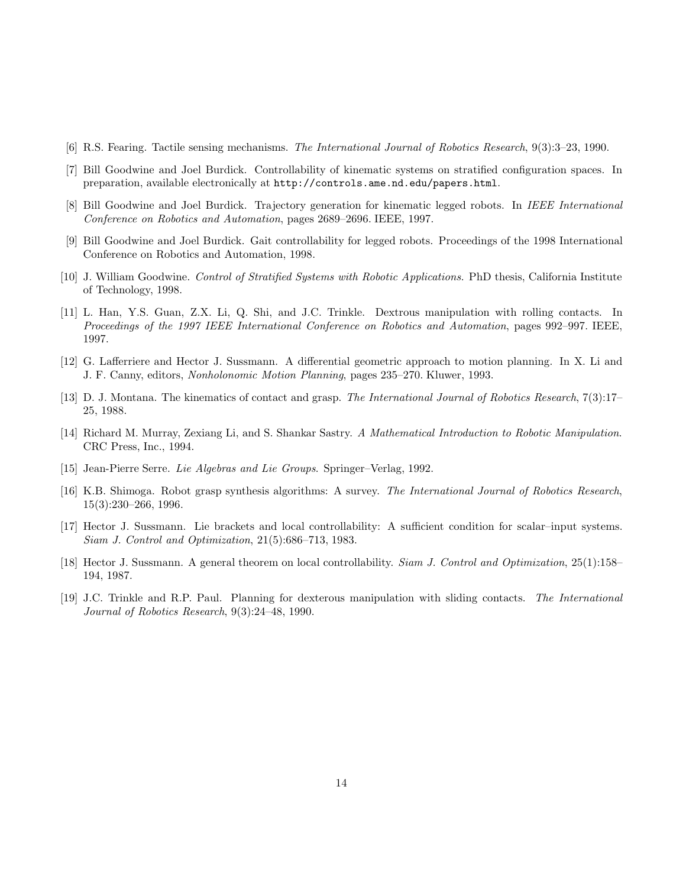[6] R.S. Fearing. Tactile sensing mechanisms. *The International Journal of Robotics Research*, 9(3):3–23, 1990.

[7] Bill Goodwine and Joel Burdick. Controllability of kinematic systems on stratified configuration spaces. In preparation, available electronically at `http://controls.ame.nd.edu/papers.html`.

[8] Bill Goodwine and Joel Burdick. Trajectory generation for kinematic legged robots. In *IEEE International Conference on Robotics and Automation*, pages 2689–2696. IEEE, 1997.

[9] Bill Goodwine and Joel Burdick. Gait controllability for legged robots. Proceedings of the 1998 International Conference on Robotics and Automation, 1998.

[10] J. William Goodwine. *Control of Stratified Systems with Robotic Applications*. PhD thesis, California Institute of Technology, 1998.

[11] L. Han, Y.S. Guan, Z.X. Li, Q. Shi, and J.C. Trinkle. Dextrous manipulation with rolling contacts. In *Proceedings of the 1997 IEEE International Conference on Robotics and Automation*, pages 992–997. IEEE, 1997.

[12] G. Lafferriere and Hector J. Sussmann. A differential geometric approach to motion planning. In X. Li and J. F. Canny, editors, *Nonholonomic Motion Planning*, pages 235–270. Kluwer, 1993.

[13] D. J. Montana. The kinematics of contact and grasp. *The International Journal of Robotics Research*, 7(3):17–25, 1988.

[14] Richard M. Murray, Zexiang Li, and S. Shankar Sastry. *A Mathematical Introduction to Robotic Manipulation*. CRC Press, Inc., 1994.

[15] Jean-Pierre Serre. *Lie Algebras and Lie Groups*. Springer–Verlag, 1992.

[16] K.B. Shimoga. Robot grasp synthesis algorithms: A survey. *The International Journal of Robotics Research*, 15(3):230–266, 1996.

[17] Hector J. Sussmann. Lie brackets and local controllability: A sufficient condition for scalar–input systems. *Siam J. Control and Optimization*, 21(5):686–713, 1983.

[18] Hector J. Sussmann. A general theorem on local controllability. *Siam J. Control and Optimization*, 25(1):158–194, 1987.

[19] J.C. Trinkle and R.P. Paul. Planning for dexterous manipulation with sliding contacts. *The International Journal of Robotics Research*, 9(3):24–48, 1990.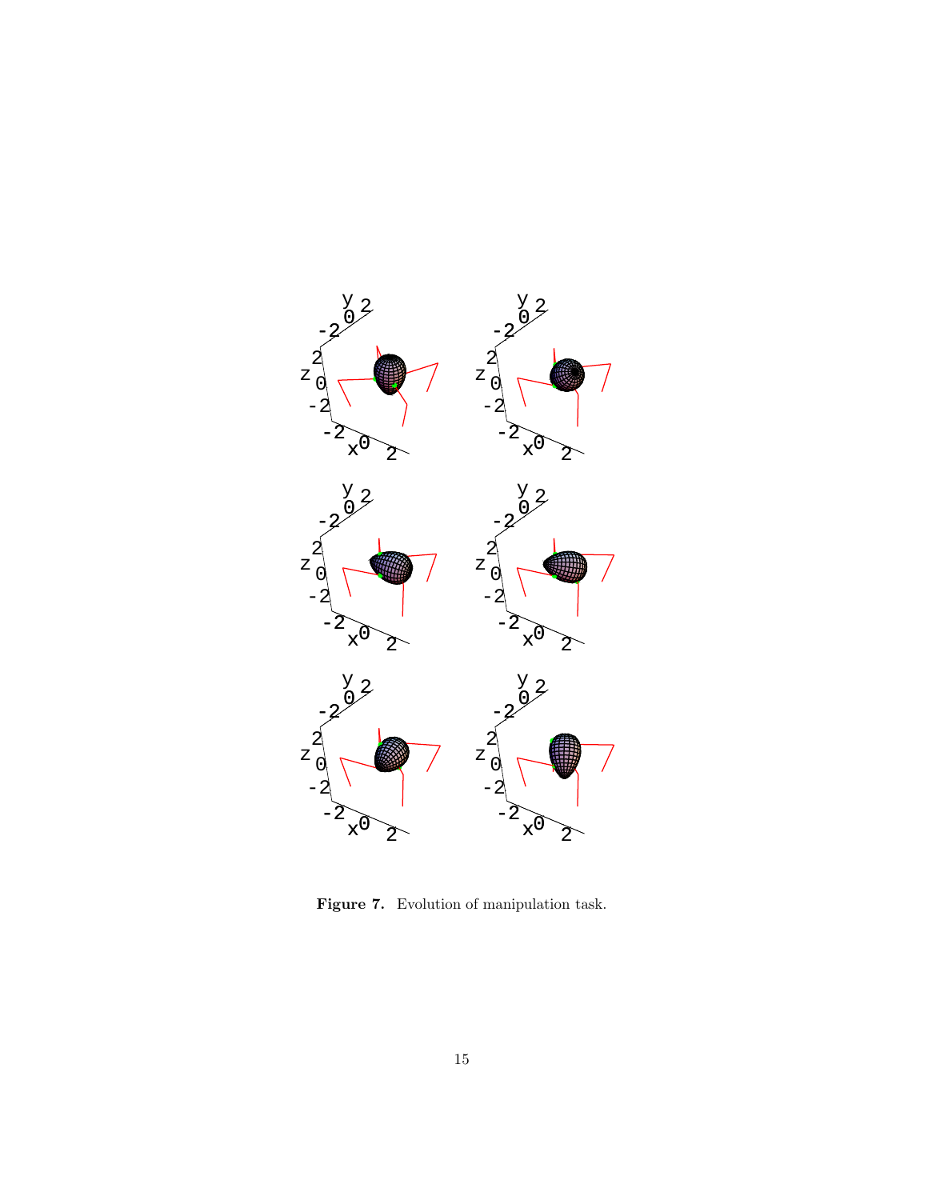y 2
0
-2
2
z 0
-2
-2
x 0
2

y 2
0
-2
2
z 0
-2
-2
x 0
2

y 2
0
-2
2
z 0
-2
-2
x 0
2

y 2
0
-2
2
z 0
-2
-2
x 0
2

y 2
0
-2
2
z 0
-2
-2
x 0
2

y 2
0
-2
2
z 0
-2
-2
x 0
2

**Figure 7.** Evolution of manipulation task.